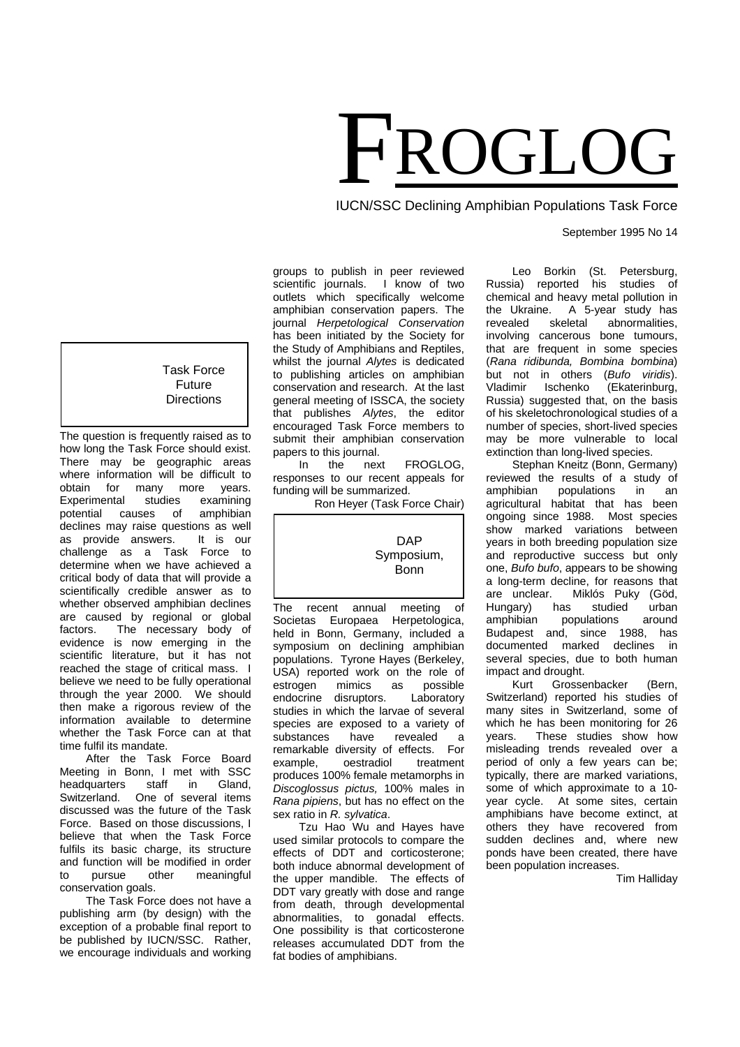# FROGLOG

IUCN/SSC Declining Amphibian Populations Task Force

September 1995 No 14

## Task Force Future Directions

The question is frequently raised as to how long the Task Force should exist. There may be geographic areas where information will be difficult to obtain for many more years. Experimental studies examining potential causes of amphibian declines may raise questions as well as provide answers. It is our challenge as a Task Force to determine when we have achieved a critical body of data that will provide a scientifically credible answer as to whether observed amphibian declines are caused by regional or global factors. The necessary body of evidence is now emerging in the scientific literature, but it has not reached the stage of critical mass. I believe we need to be fully operational through the year 2000. We should then make a rigorous review of the information available to determine whether the Task Force can at that time fulfil its mandate.

After the Task Force Board Meeting in Bonn, I met with SSC headquarters staff in Gland, Switzerland. One of several items discussed was the future of the Task Force. Based on those discussions, I believe that when the Task Force fulfils its basic charge, its structure and function will be modified in order to pursue other meaningful conservation goals.

The Task Force does not have a publishing arm (by design) with the exception of a probable final report to be published by IUCN/SSC. Rather, we encourage individuals and working groups to publish in peer reviewed scientific journals. I know of two outlets which specifically welcome amphibian conservation papers. The journal *Herpetological Conservation* has been initiated by the Society for the Study of Amphibians and Reptiles, whilst the journal *Alytes* is dedicated to publishing articles on amphibian conservation and research. At the last general meeting of ISSCA, the society that publishes *Alytes*, the editor encouraged Task Force members to submit their amphibian conservation papers to this journal.

In the next FROGLOG, responses to our recent appeals for funding will be summarized.

Ron Heyer (Task Force Chair)

## DAP Symposium, Bonn

The recent annual meeting of Societas Europaea Herpetologica, held in Bonn, Germany, included a symposium on declining amphibian populations. Tyrone Hayes (Berkeley, USA) reported work on the role of estrogen mimics as possible endocrine disruptors. Laboratory studies in which the larvae of several species are exposed to a variety of substances have revealed a remarkable diversity of effects. For example, oestradiol treatment produces 100% female metamorphs in *Discoglossus pictus,* 100% males in *Rana pipiens*, but has no effect on the sex ratio in *R. sylvatica*.

Tzu Hao Wu and Hayes have used similar protocols to compare the effects of DDT and corticosterone; both induce abnormal development of the upper mandible. The effects of DDT vary greatly with dose and range from death, through developmental abnormalities, to gonadal effects. One possibility is that corticosterone releases accumulated DDT from the fat bodies of amphibians.

Leo Borkin (St. Petersburg, Russia) reported his studies of chemical and heavy metal pollution in the Ukraine. A 5-year study has revealed skeletal abnormalities, involving cancerous bone tumours, that are frequent in some species (*Rana ridibunda, Bombina bombina*) but not in others (*Bufo viridis*). Vladimir Ischenko (Ekaterinburg, Russia) suggested that, on the basis of his skeletochronological studies of a number of species, short-lived species may be more vulnerable to local extinction than long-lived species.

Stephan Kneitz (Bonn, Germany) reviewed the results of a study of amphibian populations in an agricultural habitat that has been ongoing since 1988. Most species show marked variations between years in both breeding population size and reproductive success but only one, *Bufo bufo*, appears to be showing a long-term decline, for reasons that are unclear. Miklós Puky (Göd, Hungary) has studied urban amphibian populations around Budapest and, since 1988, has documented marked declines in several species, due to both human impact and drought.

Kurt Grossenbacker (Bern, Switzerland) reported his studies of many sites in Switzerland, some of which he has been monitoring for 26 years. These studies show how misleading trends revealed over a period of only a few years can be; typically, there are marked variations, some of which approximate to a 10-year cycle. At some sites, certain amphibians have become extinct, at others they have recovered from sudden declines and, where new ponds have been created, there have been population increases.

Tim Halliday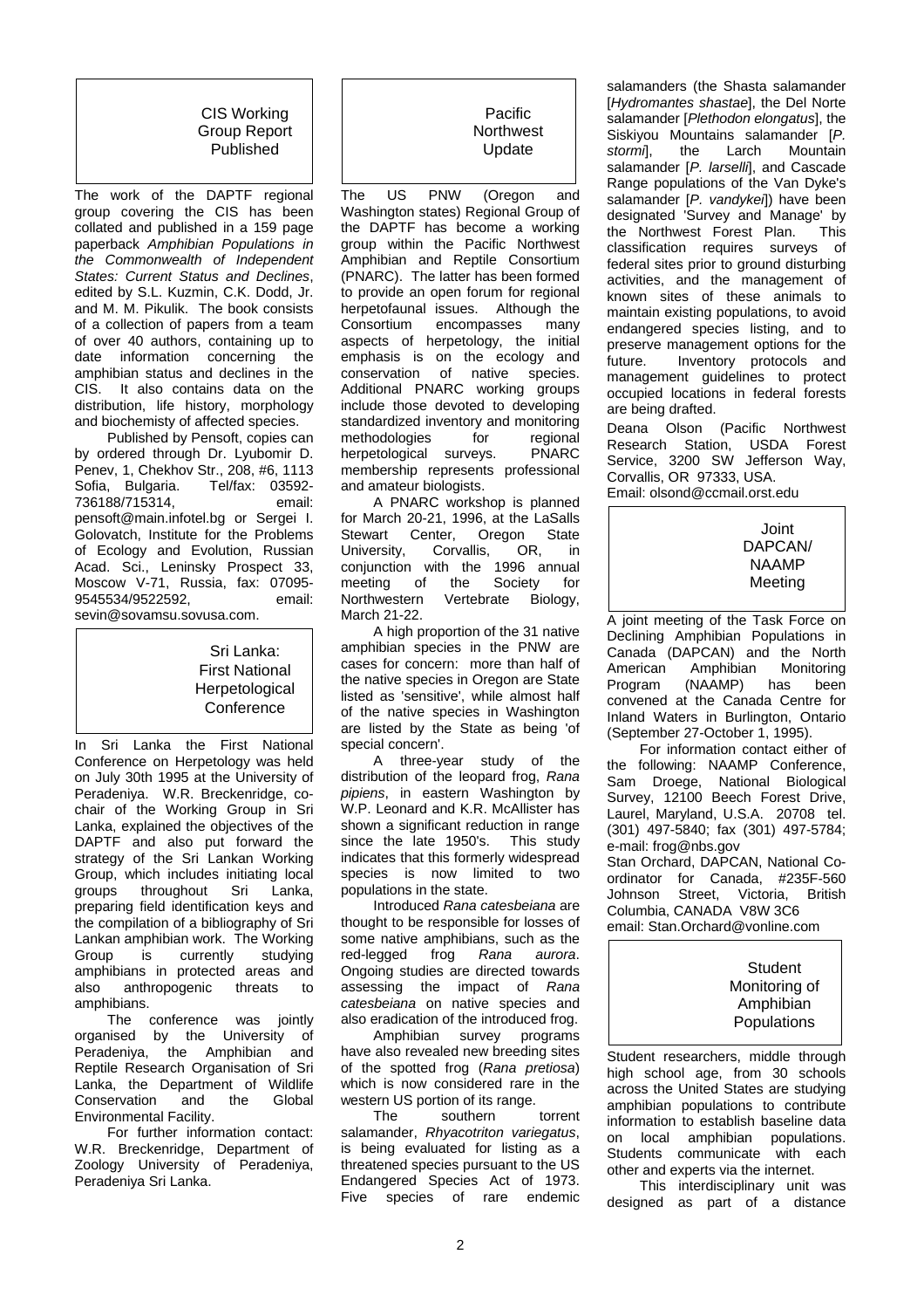## CIS Working Group Report Published

The work of the DAPTF regional group covering the CIS has been collated and published in a 159 page paperback *Amphibian Populations in the Commonwealth of Independent States: Current Status and Declines*, edited by S.L. Kuzmin, C.K. Dodd, Jr. and M. M. Pikulik. The book consists of a collection of papers from a team of over 40 authors, containing up to date information concerning the amphibian status and declines in the CIS. It also contains data on the distribution, life history, morphology and biochemisty of affected species.

Published by Pensoft, copies can by ordered through Dr. Lyubomir D. Penev, 1, Chekhov Str., 208, #6, 1113 Sofia, Bulgaria. Tel/fax: 03592-736188/715314, email: pensoft@main.infotel.bg or Sergei I. Golovatch, Institute for the Problems of Ecology and Evolution, Russian Acad. Sci., Leninsky Prospect 33, Moscow V-71, Russia, fax: 07095-9545534/9522592, email: sevin@sovamsu.sovusa.com.

## Sri Lanka: First National Herpetological Conference

In Sri Lanka the First National Conference on Herpetology was held on July 30th 1995 at the University of Peradeniya. W.R. Breckenridge, co-chair of the Working Group in Sri Lanka, explained the objectives of the DAPTF and also put forward the strategy of the Sri Lankan Working Group, which includes initiating local groups throughout Sri Lanka, preparing field identification keys and the compilation of a bibliography of Sri Lankan amphibian work. The Working Group is currently studying amphibians in protected areas and also anthropogenic threats to amphibians.

The conference was jointly organised by the University of Peradeniya, the Amphibian and Reptile Research Organisation of Sri Lanka, the Department of Wildlife Conservation and the Global Environmental Facility.

For further information contact: W.R. Breckenridge, Department of Zoology University of Peradeniya, Peradeniya Sri Lanka.

## Pacific Northwest Update

The US PNW (Oregon and Washington states) Regional Group of the DAPTF has become a working group within the Pacific Northwest Amphibian and Reptile Consortium (PNARC). The latter has been formed to provide an open forum for regional herpetofaunal issues. Although the Consortium encompasses many aspects of herpetology, the initial emphasis is on the ecology and conservation of native species. Additional PNARC working groups include those devoted to developing standardized inventory and monitoring methodologies for regional herpetological surveys. PNARC membership represents professional and amateur biologists.

A PNARC workshop is planned for March 20-21, 1996, at the LaSalls Stewart Center, Oregon State University, Corvallis, OR, in conjunction with the 1996 annual meeting of the Society for Northwestern Vertebrate Biology, March 21-22.

A high proportion of the 31 native amphibian species in the PNW are cases for concern: more than half of the native species in Oregon are State listed as 'sensitive', while almost half of the native species in Washington are listed by the State as being 'of special concern'.

A three-year study of the distribution of the leopard frog, *Rana pipiens*, in eastern Washington by W.P. Leonard and K.R. McAllister has shown a significant reduction in range since the late 1950's. This study indicates that this formerly widespread species is now limited to two populations in the state.

Introduced *Rana catesbeiana* are thought to be responsible for losses of some native amphibians, such as the red-legged frog *Rana aurora*. Ongoing studies are directed towards assessing the impact of *Rana catesbeiana* on native species and also eradication of the introduced frog.

Amphibian survey programs have also revealed new breeding sites of the spotted frog (*Rana pretiosa*) which is now considered rare in the western US portion of its range.

The southern torrent salamander, *Rhyacotriton variegatus*, is being evaluated for listing as a threatened species pursuant to the US Endangered Species Act of 1973. Five species of rare endemic salamanders (the Shasta salamander [*Hydromantes shastae*], the Del Norte salamander [*Plethodon elongatus*], the Siskiyou Mountains salamander [*P. stormi*], the Larch Mountain salamander [*P. larselli*], and Cascade Range populations of the Van Dyke's salamander [*P. vandykei*]) have been designated 'Survey and Manage' by the Northwest Forest Plan. This classification requires surveys of federal sites prior to ground disturbing activities, and the management of known sites of these animals to maintain existing populations, to avoid endangered species listing, and to preserve management options for the future. Inventory protocols and management guidelines to protect occupied locations in federal forests are being drafted.

Deana Olson (Pacific Northwest Research Station, USDA Forest Service, 3200 SW Jefferson Way, Corvallis, OR 97333, USA.
Email: olsond@ccmail.orst.edu

## Joint DAPCAN/ NAAMP Meeting

A joint meeting of the Task Force on Declining Amphibian Populations in Canada (DAPCAN) and the North American Amphibian Monitoring Program (NAAMP) has been convened at the Canada Centre for Inland Waters in Burlington, Ontario (September 27-October 1, 1995).

For information contact either of the following: NAAMP Conference, Sam Droege, National Biological Survey, 12100 Beech Forest Drive, Laurel, Maryland, U.S.A. 20708 tel. (301) 497-5840; fax (301) 497-5784; e-mail: frog@nbs.gov

Stan Orchard, DAPCAN, National Co-ordinator for Canada, #235F-560 Johnson Street, Victoria, British Columbia, CANADA V8W 3C6
email: Stan.Orchard@vonline.com

## Student Monitoring of Amphibian Populations

Student researchers, middle through high school age, from 30 schools across the United States are studying amphibian populations to contribute information to establish baseline data on local amphibian populations. Students communicate with each other and experts via the internet.

This interdisciplinary unit was designed as part of a distance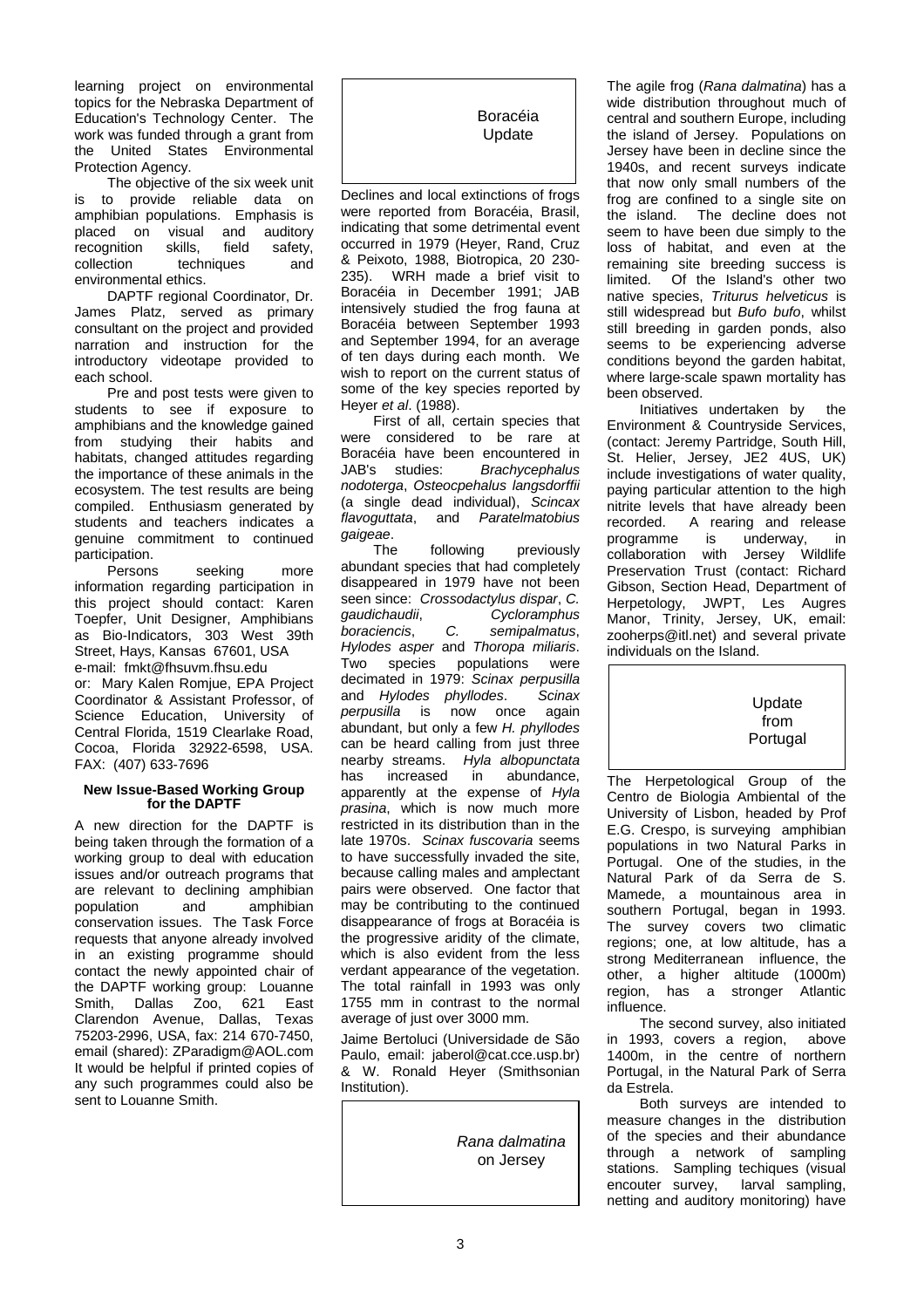learning project on environmental topics for the Nebraska Department of Education's Technology Center. The work was funded through a grant from the United States Environmental Protection Agency.

The objective of the six week unit is to provide reliable data on amphibian populations. Emphasis is placed on visual and auditory recognition skills, field safety, collection techniques and environmental ethics.

DAPTF regional Coordinator, Dr. James Platz, served as primary consultant on the project and provided narration and instruction for the introductory videotape provided to each school.

Pre and post tests were given to students to see if exposure to amphibians and the knowledge gained from studying their habits and habitats, changed attitudes regarding the importance of these animals in the ecosystem. The test results are being compiled. Enthusiasm generated by students and teachers indicates a genuine commitment to continued participation.

Persons seeking more information regarding participation in this project should contact: Karen Toepfer, Unit Designer, Amphibians as Bio-Indicators, 303 West 39th Street, Hays, Kansas 67601, USA e-mail: fmkt@fhsuvm.fhsu.edu
or: Mary Kalen Romjue, EPA Project Coordinator & Assistant Professor, of Science Education, University of Central Florida, 1519 Clearlake Road, Cocoa, Florida 32922-6598, USA. FAX: (407) 633-7696

### New Issue-Based Working Group for the DAPTF

A new direction for the DAPTF is being taken through the formation of a working group to deal with education issues and/or outreach programs that are relevant to declining amphibian population and amphibian conservation issues. The Task Force requests that anyone already involved in an existing programme should contact the newly appointed chair of the DAPTF working group: Louanne Smith, Dallas Zoo, 621 East Clarendon Avenue, Dallas, Texas 75203-2996, USA, fax: 214 670-7450, email (shared): ZParadigm@AOL.com It would be helpful if printed copies of any such programmes could also be sent to Louanne Smith.

## Boracéia Update

Declines and local extinctions of frogs were reported from Boracéia, Brasil, indicating that some detrimental event occurred in 1979 (Heyer, Rand, Cruz & Peixoto, 1988, Biotropica, 20 230-235). WRH made a brief visit to Boracéia in December 1991; JAB intensively studied the frog fauna at Boracéia between September 1993 and September 1994, for an average of ten days during each month. We wish to report on the current status of some of the key species reported by Heyer *et al*. (1988).

First of all, certain species that were considered to be rare at Boracéia have been encountered in JAB's studies: *Brachycephalus nodoterga*, *Osteocpehalus langsdorffii* (a single dead individual), *Scincax flavoguttata*, and *Paratelmatobius gaigeae*.

The following previously abundant species that had completely disappeared in 1979 have not been seen since: *Crossodactylus dispar*, *C. gaudichaudii*, *Cycloramphus boraciensis*, *C. semipalmatus*, *Hylodes asper* and *Thoropa miliaris*. Two species populations were decimated in 1979: *Scinax perpusilla* and *Hylodes phyllodes*. *Scinax perpusilla* is now once again abundant, but only a few *H. phyllodes* can be heard calling from just three nearby streams. *Hyla albopunctata* has increased in abundance, apparently at the expense of *Hyla prasina*, which is now much more restricted in its distribution than in the late 1970s. *Scinax fuscovaria* seems to have successfully invaded the site, because calling males and amplectant pairs were observed. One factor that may be contributing to the continued disappearance of frogs at Boracéia is the progressive aridity of the climate, which is also evident from the less verdant appearance of the vegetation. The total rainfall in 1993 was only 1755 mm in contrast to the normal average of just over 3000 mm.

Jaime Bertoluci (Universidade de São Paulo, email: jaberol@cat.cce.usp.br) & W. Ronald Heyer (Smithsonian Institution).

## *Rana dalmatina* on Jersey

The agile frog (*Rana dalmatina*) has a wide distribution throughout much of central and southern Europe, including the island of Jersey. Populations on Jersey have been in decline since the 1940s, and recent surveys indicate that now only small numbers of the frog are confined to a single site on the island. The decline does not seem to have been due simply to the loss of habitat, and even at the remaining site breeding success is limited. Of the Island's other two native species, *Triturus helveticus* is still widespread but *Bufo bufo*, whilst still breeding in garden ponds, also seems to be experiencing adverse conditions beyond the garden habitat, where large-scale spawn mortality has been observed.

Initiatives undertaken by the Environment & Countryside Services, (contact: Jeremy Partridge, South Hill, St. Helier, Jersey, JE2 4US, UK) include investigations of water quality, paying particular attention to the high nitrite levels that have already been recorded. A rearing and release programme is underway, in collaboration with Jersey Wildlife Preservation Trust (contact: Richard Gibson, Section Head, Department of Herpetology, JWPT, Les Augres Manor, Trinity, Jersey, UK, email: zooherps@itl.net) and several private individuals on the Island.

## Update from Portugal

The Herpetological Group of the Centro de Biologia Ambiental of the University of Lisbon, headed by Prof E.G. Crespo, is surveying amphibian populations in two Natural Parks in Portugal. One of the studies, in the Natural Park of da Serra de S. Mamede, a mountainous area in southern Portugal, began in 1993. The survey covers two climatic regions; one, at low altitude, has a strong Mediterranean influence, the other, a higher altitude (1000m) region, has a stronger Atlantic influence.

The second survey, also initiated in 1993, covers a region, above 1400m, in the centre of northern Portugal, in the Natural Park of Serra da Estrela.

Both surveys are intended to measure changes in the distribution of the species and their abundance through a network of sampling stations. Sampling techiques (visual encouter survey, larval sampling, netting and auditory monitoring) have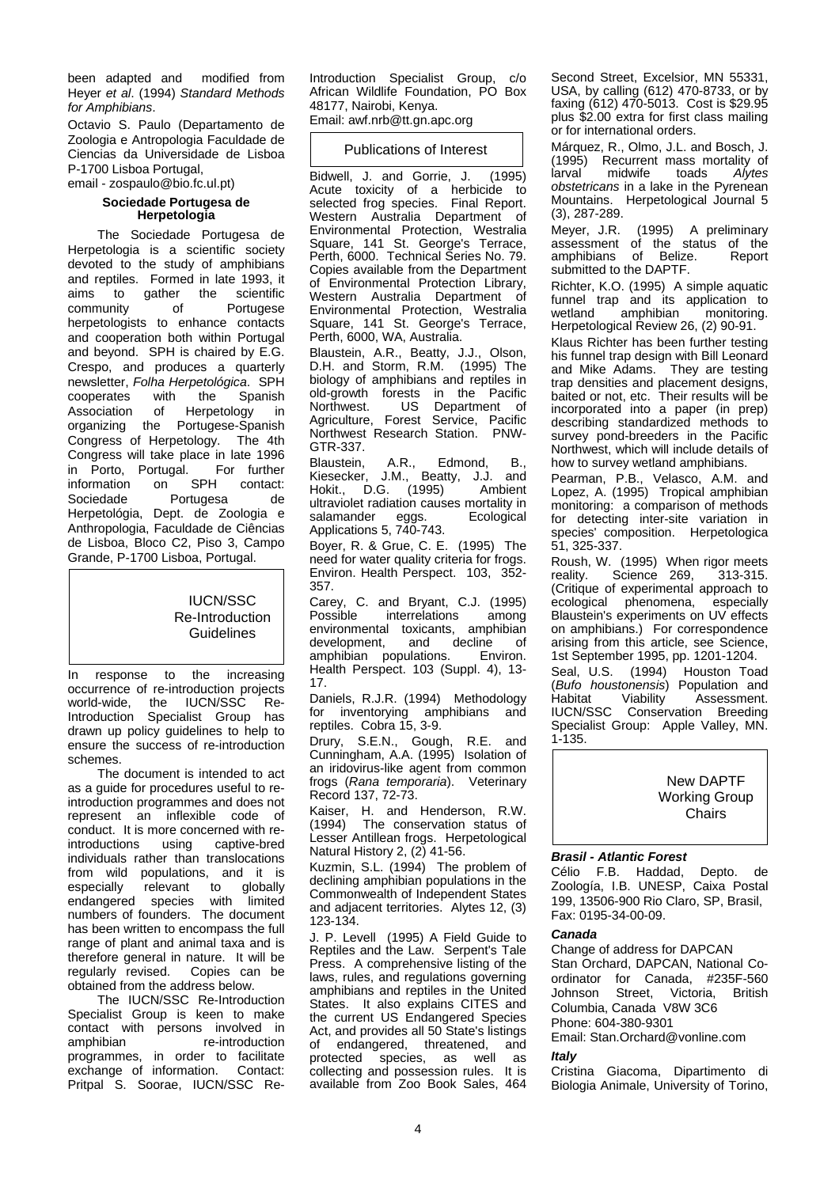been adapted and modified from Heyer *et al*. (1994) *Standard Methods for Amphibians*.

Octavio S. Paulo (Departamento de Zoologia e Antropologia Faculdade de Ciencias da Universidade de Lisboa P-1700 Lisboa Portugal, email - zospaulo@bio.fc.ul.pt)

### Sociedade Portugesa de Herpetologia

The Sociedade Portugesa de Herpetologia is a scientific society devoted to the study of amphibians and reptiles. Formed in late 1993, it aims to gather the scientific community of Portugese herpetologists to enhance contacts and cooperation both within Portugal and beyond. SPH is chaired by E.G. Crespo, and produces a quarterly newsletter, *Folha Herpetológica*. SPH cooperates with the Spanish Association of Herpetology in organizing the Portugese-Spanish Congress of Herpetology. The 4th Congress will take place in late 1996 in Porto, Portugal. For further information on SPH contact: Sociedade Portugesa de Herpetológia, Dept. de Zoologia e Anthropologia, Faculdade de Ciências de Lisboa, Bloco C2, Piso 3, Campo Grande, P-1700 Lisboa, Portugal.

## IUCN/SSC Re-Introduction Guidelines

In response to the increasing occurrence of re-introduction projects world-wide, the IUCN/SSC Re-Introduction Specialist Group has drawn up policy guidelines to help to ensure the success of re-introduction schemes.

The document is intended to act as a guide for procedures useful to re-introduction programmes and does not represent an inflexible code of conduct. It is more concerned with re-introductions using captive-bred individuals rather than translocations from wild populations, and it is especially relevant to globally endangered species with limited numbers of founders. The document has been written to encompass the full range of plant and animal taxa and is therefore general in nature. It will be regularly revised. Copies can be obtained from the address below.

The IUCN/SSC Re-Introduction Specialist Group is keen to make contact with persons involved in amphibian re-introduction programmes, in order to facilitate exchange of information. Contact: Pritpal S. Soorae, IUCN/SSC Re-Introduction Specialist Group, c/o African Wildlife Foundation, PO Box 48177, Nairobi, Kenya.
Email: awf.nrb@tt.gn.apc.org

## Publications of Interest

Bidwell, J. and Gorrie, J. (1995) Acute toxicity of a herbicide to selected frog species. Final Report. Western Australia Department of Environmental Protection, Westralia Square, 141 St. George's Terrace, Perth, 6000. Technical Series No. 79. Copies available from the Department of Environmental Protection Library, Western Australia Department of Environmental Protection, Westralia Square, 141 St. George's Terrace, Perth, 6000, WA, Australia.

Blaustein, A.R., Beatty, J.J., Olson, D.H. and Storm, R.M. (1995) The biology of amphibians and reptiles in old-growth forests in the Pacific Northwest. US Department of Agriculture, Forest Service, Pacific Northwest Research Station. PNW-GTR-337.

Blaustein, A.R., Edmond, B., Kiesecker, J.M., Beatty, J.J. and Hokit., D.G. (1995) Ambient ultraviolet radiation causes mortality in salamander eggs. Ecological Applications 5, 740-743.

Boyer, R. & Grue, C. E. (1995) The need for water quality criteria for frogs. Environ. Health Perspect. 103, 352-357.

Carey, C. and Bryant, C.J. (1995) Possible interrelations among environmental toxicants, amphibian development, and decline of amphibian populations. Environ. Health Perspect. 103 (Suppl. 4), 13-17.

Daniels, R.J.R. (1994) Methodology for inventorying amphibians and reptiles. Cobra 15, 3-9.

Drury, S.E.N., Gough, R.E. and Cunningham, A.A. (1995) Isolation of an iridovirus-like agent from common frogs (*Rana temporaria*). Veterinary Record 137, 72-73.

Kaiser, H. and Henderson, R.W. (1994) The conservation status of Lesser Antillean frogs. Herpetological Natural History 2, (2) 41-56.

Kuzmin, S.L. (1994) The problem of declining amphibian populations in the Commonwealth of Independent States and adjacent territories. Alytes 12, (3) 123-134.

J. P. Levell (1995) A Field Guide to Reptiles and the Law. Serpent's Tale Press. A comprehensive listing of the laws, rules, and regulations governing amphibians and reptiles in the United States. It also explains CITES and the current US Endangered Species Act, and provides all 50 State's listings of endangered, threatened, and protected species, as well as collecting and possession rules. It is available from Zoo Book Sales, 464 Second Street, Excelsior, MN 55331, USA, by calling (612) 470-8733, or by faxing (612) 470-5013. Cost is $29.95 plus $2.00 extra for first class mailing or for international orders.

Márquez, R., Olmo, J.L. and Bosch, J. (1995) Recurrent mass mortality of larval midwife toads *Alytes obstetricans* in a lake in the Pyrenean Mountains. Herpetological Journal 5 (3), 287-289.

Meyer, J.R. (1995) A preliminary assessment of the status of the amphibians of Belize. Report submitted to the DAPTF.

Richter, K.O. (1995) A simple aquatic funnel trap and its application to wetland amphibian monitoring. Herpetological Review 26, (2) 90-91.

Klaus Richter has been further testing his funnel trap design with Bill Leonard and Mike Adams. They are testing trap densities and placement designs, baited or not, etc. Their results will be incorporated into a paper (in prep) describing standardized methods to survey pond-breeders in the Pacific Northwest, which will include details of how to survey wetland amphibians.

Pearman, P.B., Velasco, A.M. and Lopez, A. (1995) Tropical amphibian monitoring: a comparison of methods for detecting inter-site variation in species' composition. Herpetologica 51, 325-337.

Roush, W. (1995) When rigor meets reality. Science 269, 313-315. (Critique of experimental approach to ecological phenomena, especially Blaustein's experiments on UV effects on amphibians.) For correspondence arising from this article, see Science, 1st September 1995, pp. 1201-1204.

Seal, U.S. (1994) Houston Toad (*Bufo houstonensis*) Population and Habitat Viability Assessment. IUCN/SSC Conservation Breeding Specialist Group: Apple Valley, MN. 1-135.

## New DAPTF Working Group Chairs

***Brasil - Atlantic Forest***

Célio F.B. Haddad, Depto. de Zoología, I.B. UNESP, Caixa Postal 199, 13506-900 Rio Claro, SP, Brasil, Fax: 0195-34-00-09.

***Canada***

Change of address for DAPCAN
Stan Orchard, DAPCAN, National Co-ordinator for Canada, #235F-560 Johnson Street, Victoria, British Columbia, Canada V8W 3C6
Phone: 604-380-9301
Email: Stan.Orchard@vonline.com

***Italy***

Cristina Giacoma, Dipartimento di Biologia Animale, University of Torino,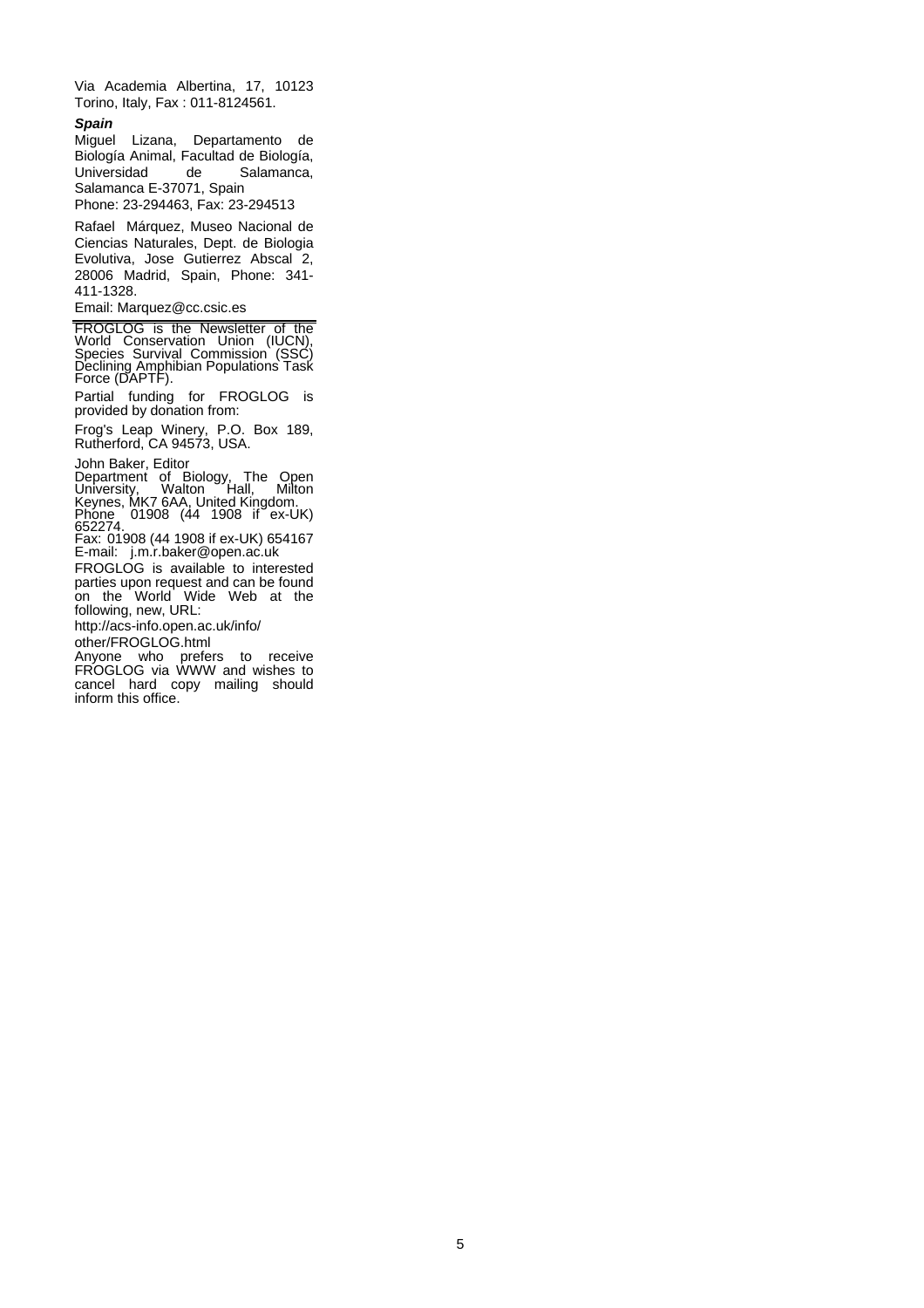Via Academia Albertina, 17, 10123 Torino, Italy, Fax : 011-8124561.

***Spain***

Miguel Lizana, Departamento de Biología Animal, Facultad de Biología, Universidad de Salamanca, Salamanca E-37071, Spain
Phone: 23-294463, Fax: 23-294513

Rafael Márquez, Museo Nacional de Ciencias Naturales, Dept. de Biologia Evolutiva, Jose Gutierrez Abscal 2, 28006 Madrid, Spain, Phone: 341-411-1328.
Email: Marquez@cc.csic.es

---

FROGLOG is the Newsletter of the World Conservation Union (IUCN), Species Survival Commission (SSC) Declining Amphibian Populations Task Force (DAPTF).

Partial funding for FROGLOG is provided by donation from:

Frog's Leap Winery, P.O. Box 189, Rutherford, CA 94573, USA.

John Baker, Editor
Department of Biology, The Open University, Walton Hall, Milton Keynes, MK7 6AA, United Kingdom.
Phone 01908 (44 1908 if ex-UK) 652274.
Fax: 01908 (44 1908 if ex-UK) 654167
E-mail: j.m.r.baker@open.ac.uk

FROGLOG is available to interested parties upon request and can be found on the World Wide Web at the following, new, URL:

http://acs-info.open.ac.uk/info/other/FROGLOG.html

Anyone who prefers to receive FROGLOG via WWW and wishes to cancel hard copy mailing should inform this office.